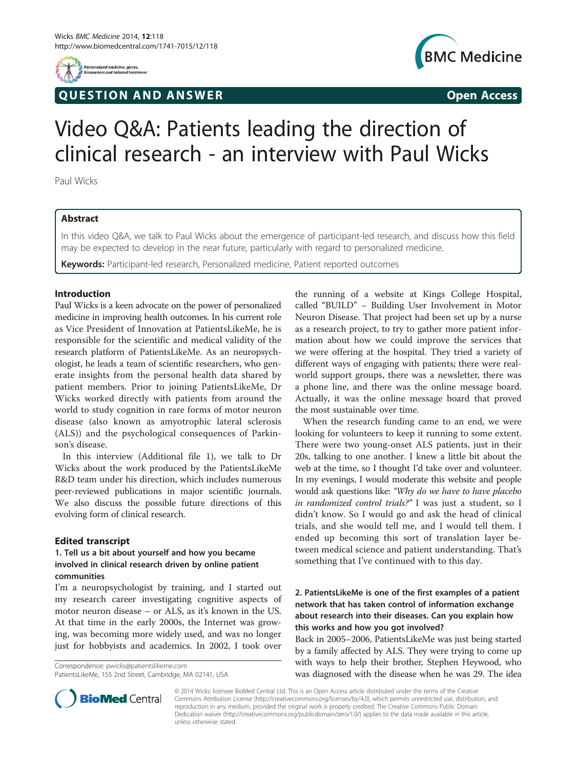QUESTION AND ANSWER

Open Access

# Video Q&A: Patients leading the direction of clinical research - an interview with Paul Wicks

Paul Wicks

## Abstract

In this video Q&A, we talk to Paul Wicks about the emergence of participant-led research, and discuss how this field may be expected to develop in the near future, particularly with regard to personalized medicine.

**Keywords:** Participant-led research, Personalized medicine, Patient reported outcomes

## Introduction

Paul Wicks is a keen advocate on the power of personalized medicine in improving health outcomes. In his current role as Vice President of Innovation at PatientsLikeMe, he is responsible for the scientific and medical validity of the research platform of PatientsLikeMe. As an neuropsychologist, he leads a team of scientific researchers, who generate insights from the personal health data shared by patient members. Prior to joining PatientsLikeMe, Dr Wicks worked directly with patients from around the world to study cognition in rare forms of motor neuron disease (also known as amyotrophic lateral sclerosis (ALS)) and the psychological consequences of Parkinson's disease.

In this interview (Additional file 1), we talk to Dr Wicks about the work produced by the PatientsLikeMe R&D team under his direction, which includes numerous peer-reviewed publications in major scientific journals. We also discuss the possible future directions of this evolving form of clinical research.

## Edited transcript

### 1. Tell us a bit about yourself and how you became involved in clinical research driven by online patient communities

I'm a neuropsychologist by training, and I started out my research career investigating cognitive aspects of motor neuron disease – or ALS, as it's known in the US. At that time in the early 2000s, the Internet was growing, was becoming more widely used, and was no longer just for hobbyists and academics. In 2002, I took over the running of a website at Kings College Hospital, called "BUILD" – Building User Involvement in Motor Neuron Disease. That project had been set up by a nurse as a research project, to try to gather more patient information about how we could improve the services that we were offering at the hospital. They tried a variety of different ways of engaging with patients; there were real-world support groups, there was a newsletter, there was a phone line, and there was the online message board. Actually, it was the online message board that proved the most sustainable over time.

When the research funding came to an end, we were looking for volunteers to keep it running to some extent. There were two young-onset ALS patients, just in their 20s, talking to one another. I knew a little bit about the web at the time, so I thought I'd take over and volunteer. In my evenings, I would moderate this website and people would ask questions like: *"Why do we have to have placebo in randomized control trials?"* I was just a student, so I didn't know. So I would go and ask the head of clinical trials, and she would tell me, and I would tell them. I ended up becoming this sort of translation layer between medical science and patient understanding. That's something that I've continued with to this day.

### 2. PatientsLikeMe is one of the first examples of a patient network that has taken control of information exchange about research into their diseases. Can you explain how this works and how you got involved?

Back in 2005–2006, PatientsLikeMe was just being started by a family affected by ALS. They were trying to come up with ways to help their brother, Stephen Heywood, who was diagnosed with the disease when he was 29. The idea

Correspondence: pwicks@patientslikeme.com
PatientsLikeMe, 155 2nd Street, Cambridge, MA 02141, USA

© 2014 Wicks; licensee BioMed Central Ltd. This is an Open Access article distributed under the terms of the Creative Commons Attribution License (http://creativecommons.org/licenses/by/4.0), which permits unrestricted use, distribution, and reproduction in any medium, provided the original work is properly credited. The Creative Commons Public Domain Dedication waiver (http://creativecommons.org/publicdomain/zero/1.0/) applies to the data made available in this article, unless otherwise stated.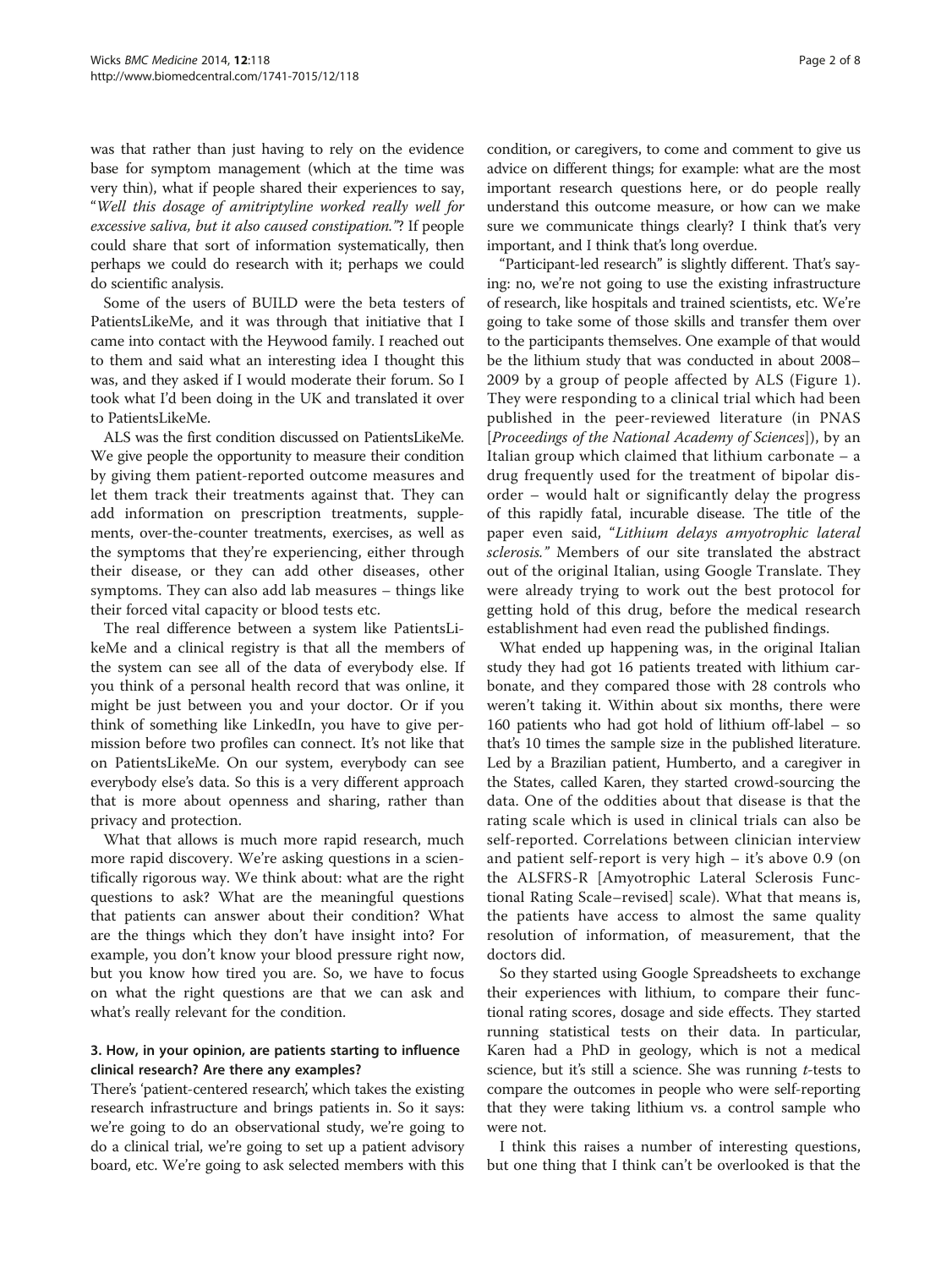was that rather than just having to rely on the evidence base for symptom management (which at the time was very thin), what if people shared their experiences to say, "*Well this dosage of amitriptyline worked really well for excessive saliva, but it also caused constipation.*"? If people could share that sort of information systematically, then perhaps we could do research with it; perhaps we could do scientific analysis.

Some of the users of BUILD were the beta testers of PatientsLikeMe, and it was through that initiative that I came into contact with the Heywood family. I reached out to them and said what an interesting idea I thought this was, and they asked if I would moderate their forum. So I took what I'd been doing in the UK and translated it over to PatientsLikeMe.

ALS was the first condition discussed on PatientsLikeMe. We give people the opportunity to measure their condition by giving them patient-reported outcome measures and let them track their treatments against that. They can add information on prescription treatments, supplements, over-the-counter treatments, exercises, as well as the symptoms that they're experiencing, either through their disease, or they can add other diseases, other symptoms. They can also add lab measures – things like their forced vital capacity or blood tests etc.

The real difference between a system like PatientsLikeMe and a clinical registry is that all the members of the system can see all of the data of everybody else. If you think of a personal health record that was online, it might be just between you and your doctor. Or if you think of something like LinkedIn, you have to give permission before two profiles can connect. It's not like that on PatientsLikeMe. On our system, everybody can see everybody else's data. So this is a very different approach that is more about openness and sharing, rather than privacy and protection.

What that allows is much more rapid research, much more rapid discovery. We're asking questions in a scientifically rigorous way. We think about: what are the right questions to ask? What are the meaningful questions that patients can answer about their condition? What are the things which they don't have insight into? For example, you don't know your blood pressure right now, but you know how tired you are. So, we have to focus on what the right questions are that we can ask and what's really relevant for the condition.

### 3. How, in your opinion, are patients starting to influence clinical research? Are there any examples?

There's 'patient-centered research', which takes the existing research infrastructure and brings patients in. So it says: we're going to do an observational study, we're going to do a clinical trial, we're going to set up a patient advisory board, etc. We're going to ask selected members with this condition, or caregivers, to come and comment to give us advice on different things; for example: what are the most important research questions here, or do people really understand this outcome measure, or how can we make sure we communicate things clearly? I think that's very important, and I think that's long overdue.

"Participant-led research" is slightly different. That's saying: no, we're not going to use the existing infrastructure of research, like hospitals and trained scientists, etc. We're going to take some of those skills and transfer them over to the participants themselves. One example of that would be the lithium study that was conducted in about 2008–2009 by a group of people affected by ALS (Figure 1). They were responding to a clinical trial which had been published in the peer-reviewed literature (in PNAS [*Proceedings of the National Academy of Sciences*]), by an Italian group which claimed that lithium carbonate – a drug frequently used for the treatment of bipolar disorder – would halt or significantly delay the progress of this rapidly fatal, incurable disease. The title of the paper even said, "*Lithium delays amyotrophic lateral sclerosis.*" Members of our site translated the abstract out of the original Italian, using Google Translate. They were already trying to work out the best protocol for getting hold of this drug, before the medical research establishment had even read the published findings.

What ended up happening was, in the original Italian study they had got 16 patients treated with lithium carbonate, and they compared those with 28 controls who weren't taking it. Within about six months, there were 160 patients who had got hold of lithium off-label – so that's 10 times the sample size in the published literature. Led by a Brazilian patient, Humberto, and a caregiver in the States, called Karen, they started crowd-sourcing the data. One of the oddities about that disease is that the rating scale which is used in clinical trials can also be self-reported. Correlations between clinician interview and patient self-report is very high – it's above 0.9 (on the ALSFRS-R [Amyotrophic Lateral Sclerosis Functional Rating Scale–revised] scale). What that means is, the patients have access to almost the same quality resolution of information, of measurement, that the doctors did.

So they started using Google Spreadsheets to exchange their experiences with lithium, to compare their functional rating scores, dosage and side effects. They started running statistical tests on their data. In particular, Karen had a PhD in geology, which is not a medical science, but it's still a science. She was running $t$-tests to compare the outcomes in people who were self-reporting that they were taking lithium vs. a control sample who were not.

I think this raises a number of interesting questions, but one thing that I think can't be overlooked is that the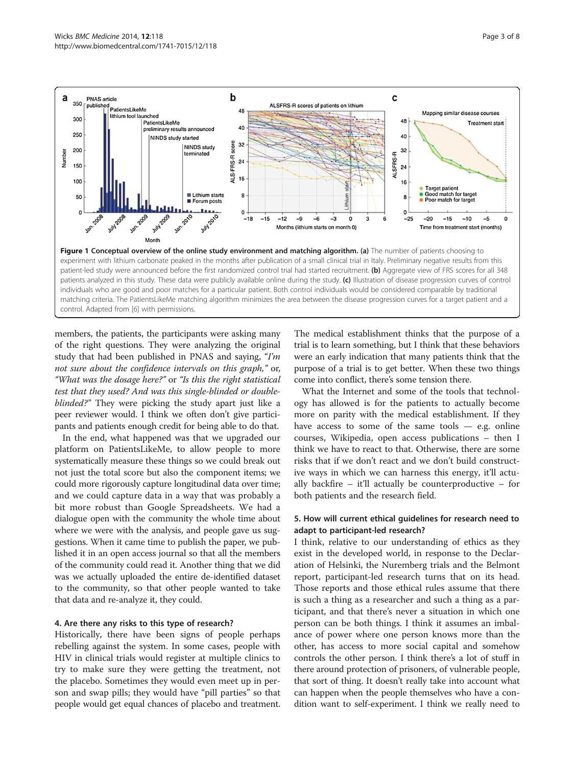a

PNAS article published

PatientsLikeMe lithium tool launched

PatientsLikeMe preliminary results announced

NINDS study started

NINDS study terminated

350
300
250
200
150
100
50
0

Number

Jan. 2008 July 2008 Jan. 2009 July 2009 Jan. 2010 July 2010

Month

Lithium starts
Forum posts

b

ALSFRS-R scores of patients on lithium

48
40
32
24
16
8
0

ALS-FRS-R score

Lithium start

−18 −15 −12 −9 −6 −3 0 3 6

Months (lithium starts on month 0)

c

Mapping similar disease courses

Treatment start

48
40
32
24
16
8
0

ALSFRS-R

Target patient
Good match for target
Poor match for target

−25 −20 −15 −10 −5 0

Time from treatment start (months)

**Figure 1 Conceptual overview of the online study environment and matching algorithm. (a)** The number of patients choosing to experiment with lithium carbonate peaked in the months after publication of a small clinical trial in Italy. Preliminary negative results from this patient-led study were announced before the first randomized control trial had started recruitment. **(b)** Aggregate view of FRS scores for all 348 patients analyzed in this study. These data were publicly available online during the study. **(c)** Illustration of disease progression curves of control individuals who are good and poor matches for a particular patient. Both control individuals would be considered comparable by traditional matching criteria. The PatientsLikeMe matching algorithm minimizes the area between the disease progression curves for a target patient and a control. Adapted from [6] with permissions.

members, the patients, the participants were asking many of the right questions. They were analyzing the original study that had been published in PNAS and saying, *"I'm not sure about the confidence intervals on this graph,"* or, *"What was the dosage here?"* or *"Is this the right statistical test that they used? And was this single-blinded or double-blinded?"* They were picking the study apart just like a peer reviewer would. I think we often don't give participants and patients enough credit for being able to do that.

In the end, what happened was that we upgraded our platform on PatientsLikeMe, to allow people to more systematically measure these things so we could break out not just the total score but also the component items; we could more rigorously capture longitudinal data over time; and we could capture data in a way that was probably a bit more robust than Google Spreadsheets. We had a dialogue open with the community the whole time about where we were with the analysis, and people gave us suggestions. When it came time to publish the paper, we published it in an open access journal so that all the members of the community could read it. Another thing that we did was we actually uploaded the entire de-identified dataset to the community, so that other people wanted to take that data and re-analyze it, they could.

#### 4. Are there any risks to this type of research?

Historically, there have been signs of people perhaps rebelling against the system. In some cases, people with HIV in clinical trials would register at multiple clinics to try to make sure they were getting the treatment, not the placebo. Sometimes they would even meet up in person and swap pills; they would have "pill parties" so that people would get equal chances of placebo and treatment. The medical establishment thinks that the purpose of a trial is to learn something, but I think that these behaviors were an early indication that many patients think that the purpose of a trial is to get better. When these two things come into conflict, there's some tension there.

What the Internet and some of the tools that technology has allowed is for the patients to actually become more on parity with the medical establishment. If they have access to some of the same tools — e.g. online courses, Wikipedia, open access publications – then I think we have to react to that. Otherwise, there are some risks that if we don't react and we don't build constructive ways in which we can harness this energy, it'll actually backfire – it'll actually be counterproductive – for both patients and the research field.

#### 5. How will current ethical guidelines for research need to adapt to participant-led research?

I think, relative to our understanding of ethics as they exist in the developed world, in response to the Declaration of Helsinki, the Nuremberg trials and the Belmont report, participant-led research turns that on its head. Those reports and those ethical rules assume that there is such a thing as a researcher and such a thing as a participant, and that there's never a situation in which one person can be both things. I think it assumes an imbalance of power where one person knows more than the other, has access to more social capital and somehow controls the other person. I think there's a lot of stuff in there around protection of prisoners, of vulnerable people, that sort of thing. It doesn't really take into account what can happen when the people themselves who have a condition want to self-experiment. I think we really need to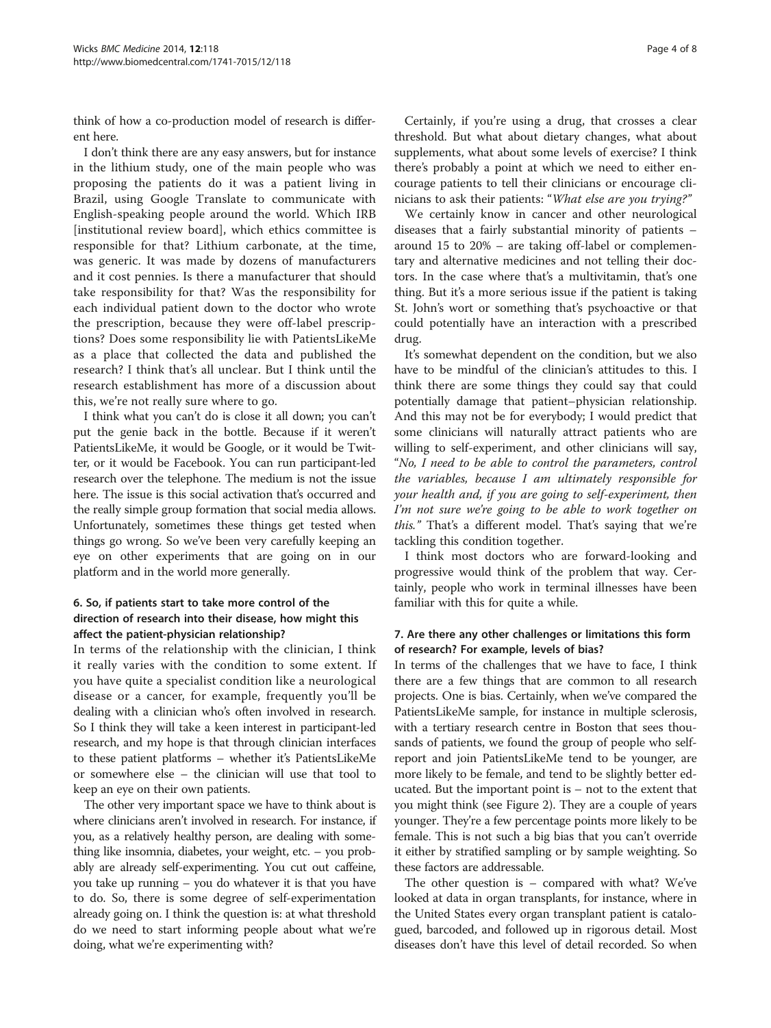think of how a co-production model of research is different here.

I don't think there are any easy answers, but for instance in the lithium study, one of the main people who was proposing the patients do it was a patient living in Brazil, using Google Translate to communicate with English-speaking people around the world. Which IRB [institutional review board], which ethics committee is responsible for that? Lithium carbonate, at the time, was generic. It was made by dozens of manufacturers and it cost pennies. Is there a manufacturer that should take responsibility for that? Was the responsibility for each individual patient down to the doctor who wrote the prescription, because they were off-label prescriptions? Does some responsibility lie with PatientsLikeMe as a place that collected the data and published the research? I think that's all unclear. But I think until the research establishment has more of a discussion about this, we're not really sure where to go.

I think what you can't do is close it all down; you can't put the genie back in the bottle. Because if it weren't PatientsLikeMe, it would be Google, or it would be Twitter, or it would be Facebook. You can run participant-led research over the telephone. The medium is not the issue here. The issue is this social activation that's occurred and the really simple group formation that social media allows. Unfortunately, sometimes these things get tested when things go wrong. So we've been very carefully keeping an eye on other experiments that are going on in our platform and in the world more generally.

### 6. So, if patients start to take more control of the direction of research into their disease, how might this affect the patient-physician relationship?

In terms of the relationship with the clinician, I think it really varies with the condition to some extent. If you have quite a specialist condition like a neurological disease or a cancer, for example, frequently you'll be dealing with a clinician who's often involved in research. So I think they will take a keen interest in participant-led research, and my hope is that through clinician interfaces to these patient platforms – whether it's PatientsLikeMe or somewhere else – the clinician will use that tool to keep an eye on their own patients.

The other very important space we have to think about is where clinicians aren't involved in research. For instance, if you, as a relatively healthy person, are dealing with something like insomnia, diabetes, your weight, etc. – you probably are already self-experimenting. You cut out caffeine, you take up running – you do whatever it is that you have to do. So, there is some degree of self-experimentation already going on. I think the question is: at what threshold do we need to start informing people about what we're doing, what we're experimenting with?

Certainly, if you're using a drug, that crosses a clear threshold. But what about dietary changes, what about supplements, what about some levels of exercise? I think there's probably a point at which we need to either encourage patients to tell their clinicians or encourage clinicians to ask their patients: "*What else are you trying?*"

We certainly know in cancer and other neurological diseases that a fairly substantial minority of patients – around 15 to 20% – are taking off-label or complementary and alternative medicines and not telling their doctors. In the case where that's a multivitamin, that's one thing. But it's a more serious issue if the patient is taking St. John's wort or something that's psychoactive or that could potentially have an interaction with a prescribed drug.

It's somewhat dependent on the condition, but we also have to be mindful of the clinician's attitudes to this. I think there are some things they could say that could potentially damage that patient–physician relationship. And this may not be for everybody; I would predict that some clinicians will naturally attract patients who are willing to self-experiment, and other clinicians will say, "*No, I need to be able to control the parameters, control the variables, because I am ultimately responsible for your health and, if you are going to self-experiment, then I'm not sure we're going to be able to work together on this.*" That's a different model. That's saying that we're tackling this condition together.

I think most doctors who are forward-looking and progressive would think of the problem that way. Certainly, people who work in terminal illnesses have been familiar with this for quite a while.

### 7. Are there any other challenges or limitations this form of research? For example, levels of bias?

In terms of the challenges that we have to face, I think there are a few things that are common to all research projects. One is bias. Certainly, when we've compared the PatientsLikeMe sample, for instance in multiple sclerosis, with a tertiary research centre in Boston that sees thousands of patients, we found the group of people who self-report and join PatientsLikeMe tend to be younger, are more likely to be female, and tend to be slightly better educated. But the important point is – not to the extent that you might think (see Figure 2). They are a couple of years younger. They're a few percentage points more likely to be female. This is not such a big bias that you can't override it either by stratified sampling or by sample weighting. So these factors are addressable.

The other question is – compared with what? We've looked at data in organ transplants, for instance, where in the United States every organ transplant patient is catalogued, barcoded, and followed up in rigorous detail. Most diseases don't have this level of detail recorded. So when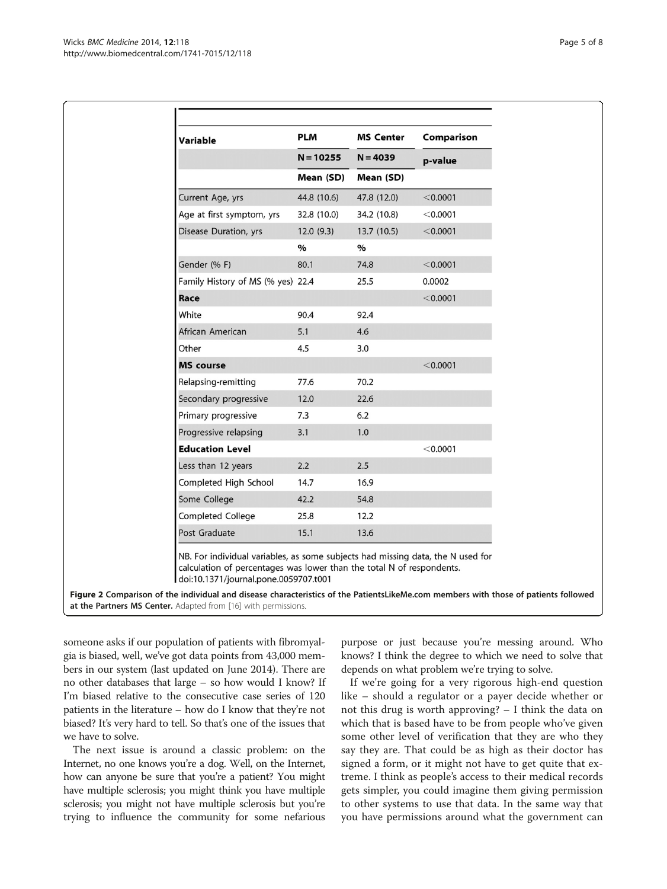| Variable | PLM | MS Center | Comparison |
|---|---|---|---|
| | N = 10255 | N = 4039 | p-value |
| | Mean (SD) | Mean (SD) | |
| Current Age, yrs | 44.8 (10.6) | 47.8 (12.0) | <0.0001 |
| Age at first symptom, yrs | 32.8 (10.0) | 34.2 (10.8) | <0.0001 |
| Disease Duration, yrs | 12.0 (9.3) | 13.7 (10.5) | <0.0001 |
| | % | % | |
| Gender (% F) | 80.1 | 74.8 | <0.0001 |
| Family History of MS (% yes) | 22.4 | 25.5 | 0.0002 |
| **Race** | | | <0.0001 |
| White | 90.4 | 92.4 | |
| African American | 5.1 | 4.6 | |
| Other | 4.5 | 3.0 | |
| **MS course** | | | <0.0001 |
| Relapsing-remitting | 77.6 | 70.2 | |
| Secondary progressive | 12.0 | 22.6 | |
| Primary progressive | 7.3 | 6.2 | |
| Progressive relapsing | 3.1 | 1.0 | |
| **Education Level** | | | <0.0001 |
| Less than 12 years | 2.2 | 2.5 | |
| Completed High School | 14.7 | 16.9 | |
| Some College | 42.2 | 54.8 | |
| Completed College | 25.8 | 12.2 | |
| Post Graduate | 15.1 | 13.6 | |

NB. For individual variables, as some subjects had missing data, the N used for calculation of percentages was lower than the total N of respondents.
doi:10.1371/journal.pone.0059707.t001

**Figure 2 Comparison of the individual and disease characteristics of the PatientsLikeMe.com members with those of patients followed at the Partners MS Center.** Adapted from [16] with permissions.

someone asks if our population of patients with fibromyalgia is biased, well, we've got data points from 43,000 members in our system (last updated on June 2014). There are no other databases that large – so how would I know? If I'm biased relative to the consecutive case series of 120 patients in the literature – how do I know that they're not biased? It's very hard to tell. So that's one of the issues that we have to solve.

The next issue is around a classic problem: on the Internet, no one knows you're a dog. Well, on the Internet, how can anyone be sure that you're a patient? You might have multiple sclerosis; you might think you have multiple sclerosis; you might not have multiple sclerosis but you're trying to influence the community for some nefarious purpose or just because you're messing around. Who knows? I think the degree to which we need to solve that depends on what problem we're trying to solve.

If we're going for a very rigorous high-end question like – should a regulator or a payer decide whether or not this drug is worth approving? – I think the data on which that is based have to be from people who've given some other level of verification that they are who they say they are. That could be as high as their doctor has signed a form, or it might not have to get quite that extreme. I think as people's access to their medical records gets simpler, you could imagine them giving permission to other systems to use that data. In the same way that you have permissions around what the government can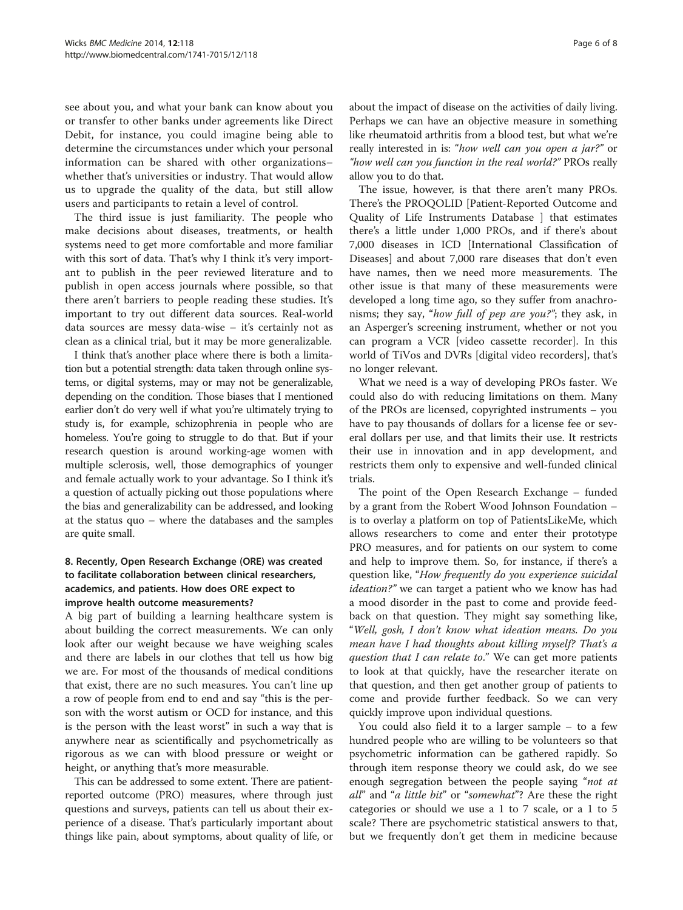see about you, and what your bank can know about you or transfer to other banks under agreements like Direct Debit, for instance, you could imagine being able to determine the circumstances under which your personal information can be shared with other organizations– whether that's universities or industry. That would allow us to upgrade the quality of the data, but still allow users and participants to retain a level of control.

The third issue is just familiarity. The people who make decisions about diseases, treatments, or health systems need to get more comfortable and more familiar with this sort of data. That's why I think it's very important to publish in the peer reviewed literature and to publish in open access journals where possible, so that there aren't barriers to people reading these studies. It's important to try out different data sources. Real-world data sources are messy data-wise – it's certainly not as clean as a clinical trial, but it may be more generalizable.

I think that's another place where there is both a limitation but a potential strength: data taken through online systems, or digital systems, may or may not be generalizable, depending on the condition. Those biases that I mentioned earlier don't do very well if what you're ultimately trying to study is, for example, schizophrenia in people who are homeless. You're going to struggle to do that. But if your research question is around working-age women with multiple sclerosis, well, those demographics of younger and female actually work to your advantage. So I think it's a question of actually picking out those populations where the bias and generalizability can be addressed, and looking at the status quo – where the databases and the samples are quite small.

### 8. Recently, Open Research Exchange (ORE) was created to facilitate collaboration between clinical researchers, academics, and patients. How does ORE expect to improve health outcome measurements?

A big part of building a learning healthcare system is about building the correct measurements. We can only look after our weight because we have weighing scales and there are labels in our clothes that tell us how big we are. For most of the thousands of medical conditions that exist, there are no such measures. You can't line up a row of people from end to end and say "this is the person with the worst autism or OCD for instance, and this is the person with the least worst" in such a way that is anywhere near as scientifically and psychometrically as rigorous as we can with blood pressure or weight or height, or anything that's more measurable.

This can be addressed to some extent. There are patient-reported outcome (PRO) measures, where through just questions and surveys, patients can tell us about their experience of a disease. That's particularly important about things like pain, about symptoms, about quality of life, or about the impact of disease on the activities of daily living. Perhaps we can have an objective measure in something like rheumatoid arthritis from a blood test, but what we're really interested in is: *"how well can you open a jar?"* or *"how well can you function in the real world?"* PROs really allow you to do that.

The issue, however, is that there aren't many PROs. There's the PROQOLID [Patient-Reported Outcome and Quality of Life Instruments Database ] that estimates there's a little under 1,000 PROs, and if there's about 7,000 diseases in ICD [International Classification of Diseases] and about 7,000 rare diseases that don't even have names, then we need more measurements. The other issue is that many of these measurements were developed a long time ago, so they suffer from anachronisms; they say, "*how full of pep are you?*"; they ask, in an Asperger's screening instrument, whether or not you can program a VCR [video cassette recorder]. In this world of TiVos and DVRs [digital video recorders], that's no longer relevant.

What we need is a way of developing PROs faster. We could also do with reducing limitations on them. Many of the PROs are licensed, copyrighted instruments – you have to pay thousands of dollars for a license fee or several dollars per use, and that limits their use. It restricts their use in innovation and in app development, and restricts them only to expensive and well-funded clinical trials.

The point of the Open Research Exchange – funded by a grant from the Robert Wood Johnson Foundation – is to overlay a platform on top of PatientsLikeMe, which allows researchers to come and enter their prototype PRO measures, and for patients on our system to come and help to improve them. So, for instance, if there's a question like, "*How frequently do you experience suicidal ideation?*" we can target a patient who we know has had a mood disorder in the past to come and provide feedback on that question. They might say something like, "*Well, gosh, I don't know what ideation means. Do you mean have I had thoughts about killing myself? That's a question that I can relate to*." We can get more patients to look at that quickly, have the researcher iterate on that question, and then get another group of patients to come and provide further feedback. So we can very quickly improve upon individual questions.

You could also field it to a larger sample – to a few hundred people who are willing to be volunteers so that psychometric information can be gathered rapidly. So through item response theory we could ask, do we see enough segregation between the people saying "*not at all*" and "*a little bit*" or "*somewhat*"? Are these the right categories or should we use a 1 to 7 scale, or a 1 to 5 scale? There are psychometric statistical answers to that, but we frequently don't get them in medicine because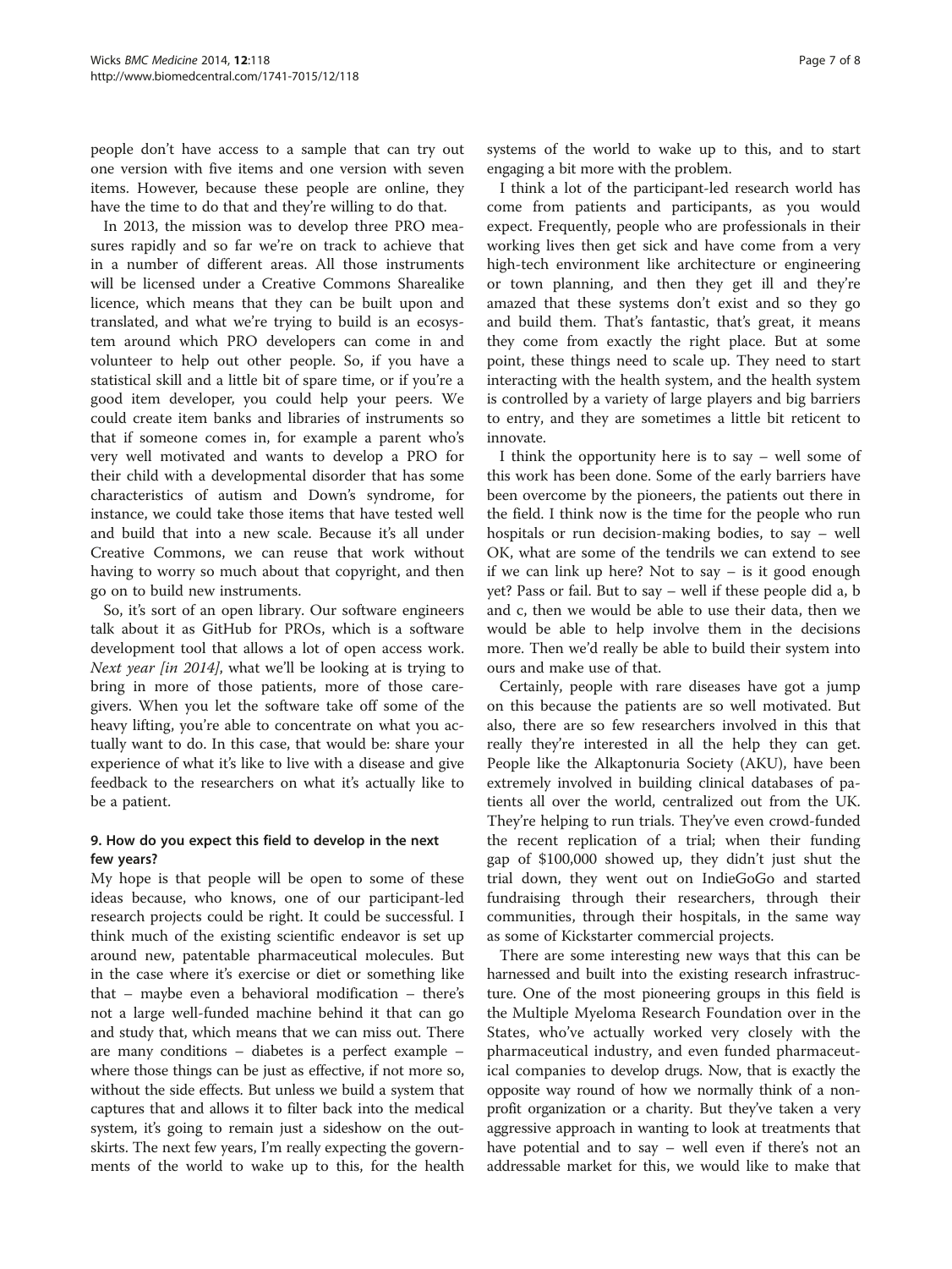people don't have access to a sample that can try out one version with five items and one version with seven items. However, because these people are online, they have the time to do that and they're willing to do that.

In 2013, the mission was to develop three PRO measures rapidly and so far we're on track to achieve that in a number of different areas. All those instruments will be licensed under a Creative Commons Sharealike licence, which means that they can be built upon and translated, and what we're trying to build is an ecosystem around which PRO developers can come in and volunteer to help out other people. So, if you have a statistical skill and a little bit of spare time, or if you're a good item developer, you could help your peers. We could create item banks and libraries of instruments so that if someone comes in, for example a parent who's very well motivated and wants to develop a PRO for their child with a developmental disorder that has some characteristics of autism and Down's syndrome, for instance, we could take those items that have tested well and build that into a new scale. Because it's all under Creative Commons, we can reuse that work without having to worry so much about that copyright, and then go on to build new instruments.

So, it's sort of an open library. Our software engineers talk about it as GitHub for PROs, which is a software development tool that allows a lot of open access work. *Next year [in 2014]*, what we'll be looking at is trying to bring in more of those patients, more of those caregivers. When you let the software take off some of the heavy lifting, you're able to concentrate on what you actually want to do. In this case, that would be: share your experience of what it's like to live with a disease and give feedback to the researchers on what it's actually like to be a patient.

### 9. How do you expect this field to develop in the next few years?

My hope is that people will be open to some of these ideas because, who knows, one of our participant-led research projects could be right. It could be successful. I think much of the existing scientific endeavor is set up around new, patentable pharmaceutical molecules. But in the case where it's exercise or diet or something like that – maybe even a behavioral modification – there's not a large well-funded machine behind it that can go and study that, which means that we can miss out. There are many conditions – diabetes is a perfect example – where those things can be just as effective, if not more so, without the side effects. But unless we build a system that captures that and allows it to filter back into the medical system, it's going to remain just a sideshow on the outskirts. The next few years, I'm really expecting the governments of the world to wake up to this, for the health systems of the world to wake up to this, and to start engaging a bit more with the problem.

I think a lot of the participant-led research world has come from patients and participants, as you would expect. Frequently, people who are professionals in their working lives then get sick and have come from a very high-tech environment like architecture or engineering or town planning, and then they get ill and they're amazed that these systems don't exist and so they go and build them. That's fantastic, that's great, it means they come from exactly the right place. But at some point, these things need to scale up. They need to start interacting with the health system, and the health system is controlled by a variety of large players and big barriers to entry, and they are sometimes a little bit reticent to innovate.

I think the opportunity here is to say – well some of this work has been done. Some of the early barriers have been overcome by the pioneers, the patients out there in the field. I think now is the time for the people who run hospitals or run decision-making bodies, to say – well OK, what are some of the tendrils we can extend to see if we can link up here? Not to say – is it good enough yet? Pass or fail. But to say – well if these people did a, b and c, then we would be able to use their data, then we would be able to help involve them in the decisions more. Then we'd really be able to build their system into ours and make use of that.

Certainly, people with rare diseases have got a jump on this because the patients are so well motivated. But also, there are so few researchers involved in this that really they're interested in all the help they can get. People like the Alkaptonuria Society (AKU), have been extremely involved in building clinical databases of patients all over the world, centralized out from the UK. They're helping to run trials. They've even crowd-funded the recent replication of a trial; when their funding gap of $100,000 showed up, they didn't just shut the trial down, they went out on IndieGoGo and started fundraising through their researchers, through their communities, through their hospitals, in the same way as some of Kickstarter commercial projects.

There are some interesting new ways that this can be harnessed and built into the existing research infrastructure. One of the most pioneering groups in this field is the Multiple Myeloma Research Foundation over in the States, who've actually worked very closely with the pharmaceutical industry, and even funded pharmaceutical companies to develop drugs. Now, that is exactly the opposite way round of how we normally think of a non-profit organization or a charity. But they've taken a very aggressive approach in wanting to look at treatments that have potential and to say – well even if there's not an addressable market for this, we would like to make that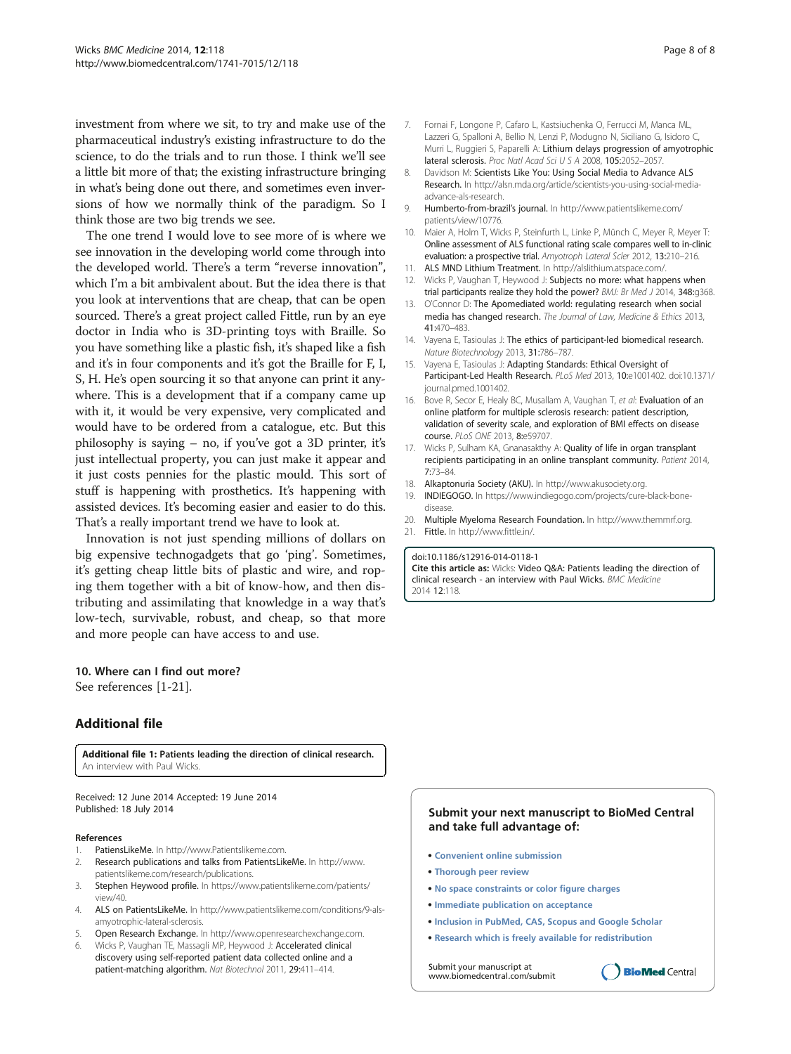investment from where we sit, to try and make use of the pharmaceutical industry's existing infrastructure to do the science, to do the trials and to run those. I think we'll see a little bit more of that; the existing infrastructure bringing in what's being done out there, and sometimes even inversions of how we normally think of the paradigm. So I think those are two big trends we see.

The one trend I would love to see more of is where we see innovation in the developing world come through into the developed world. There's a term "reverse innovation", which I'm a bit ambivalent about. But the idea there is that you look at interventions that are cheap, that can be open sourced. There's a great project called Fittle, run by an eye doctor in India who is 3D-printing toys with Braille. So you have something like a plastic fish, it's shaped like a fish and it's in four components and it's got the Braille for F, I, S, H. He's open sourcing it so that anyone can print it anywhere. This is a development that if a company came up with it, it would be very expensive, very complicated and would have to be ordered from a catalogue, etc. But this philosophy is saying – no, if you've got a 3D printer, it's just intellectual property, you can just make it appear and it just costs pennies for the plastic mould. This sort of stuff is happening with prosthetics. It's happening with assisted devices. It's becoming easier and easier to do this. That's a really important trend we have to look at.

Innovation is not just spending millions of dollars on big expensive technogadgets that go 'ping'. Sometimes, it's getting cheap little bits of plastic and wire, and roping them together with a bit of know-how, and then distributing and assimilating that knowledge in a way that's low-tech, survivable, robust, and cheap, so that more and more people can have access to and use.

### 10. Where can I find out more?

See references [1-21].

## Additional file

**Additional file 1: Patients leading the direction of clinical research.** An interview with Paul Wicks.

Received: 12 June 2014 Accepted: 19 June 2014
Published: 18 July 2014

### References

1. **PatiensLikeMe.** In http://www.Patientslikeme.com.
2. **Research publications and talks from PatientsLikeMe.** In http://www.patientslikeme.com/research/publications.
3. **Stephen Heywood profile.** In https://www.patientslikeme.com/patients/view/40.
4. **ALS on PatientsLikeMe.** In http://www.patientslikeme.com/conditions/9-als-amyotrophic-lateral-sclerosis.
5. **Open Research Exchange.** In http://www.openresearchexchange.com.
6. Wicks P, Vaughan TE, Massagli MP, Heywood J: **Accelerated clinical discovery using self-reported patient data collected online and a patient-matching algorithm.** *Nat Biotechnol* 2011, **29:**411–414.
7. Fornai F, Longone P, Cafaro L, Kastsiuchenka O, Ferrucci M, Manca ML, Lazzeri G, Spalloni A, Bellio N, Lenzi P, Modugno N, Siciliano G, Isidoro C, Murri L, Ruggieri S, Paparelli A: **Lithium delays progression of amyotrophic lateral sclerosis.** *Proc Natl Acad Sci U S A* 2008, **105:**2052–2057.
8. Davidson M: **Scientists Like You: Using Social Media to Advance ALS Research.** In http://alsn.mda.org/article/scientists-you-using-social-media-advance-als-research.
9. **Humberto-from-brazil's journal.** In http://www.patientslikeme.com/patients/view/10776.
10. Maier A, Holm T, Wicks P, Steinfurth L, Linke P, Münch C, Meyer R, Meyer T: **Online assessment of ALS functional rating scale compares well to in-clinic evaluation: a prospective trial.** *Amyotroph Lateral Scler* 2012, **13:**210–216.
11. **ALS MND Lithium Treatment.** In http://alslithium.atspace.com/.
12. Wicks P, Vaughan T, Heywood J: **Subjects no more: what happens when trial participants realize they hold the power?** *BMJ: Br Med J* 2014, **348:**g368.
13. O'Connor D: **The Apomediated world: regulating research when social media has changed research.** *The Journal of Law, Medicine & Ethics* 2013, **41:**470–483.
14. Vayena E, Tasioulas J: **The ethics of participant-led biomedical research.** *Nature Biotechnology* 2013, **31:**786–787.
15. Vayena E, Tasioulas J: **Adapting Standards: Ethical Oversight of Participant-Led Health Research.** *PLoS Med* 2013, **10:**e1001402. doi:10.1371/journal.pmed.1001402.
16. Bove R, Secor E, Healy BC, Musallam A, Vaughan T, *et al*: **Evaluation of an online platform for multiple sclerosis research: patient description, validation of severity scale, and exploration of BMI effects on disease course.** *PLoS ONE* 2013, **8:**e59707.
17. Wicks P, Sulham KA, Gnanasakthy A: **Quality of life in organ transplant recipients participating in an online transplant community.** *Patient* 2014, **7:**73–84.
18. **Alkaptonuria Society (AKU).** In http://www.akusociety.org.
19. **INDIEGOGO.** In https://www.indiegogo.com/projects/cure-black-bone-disease.
20. **Multiple Myeloma Research Foundation.** In http://www.themmrf.org.
21. **Fittle.** In http://www.fittle.in/.

doi:10.1186/s12916-014-0118-1
**Cite this article as:** Wicks: Video Q&A: Patients leading the direction of clinical research - an interview with Paul Wicks. *BMC Medicine* 2014 **12**:118.